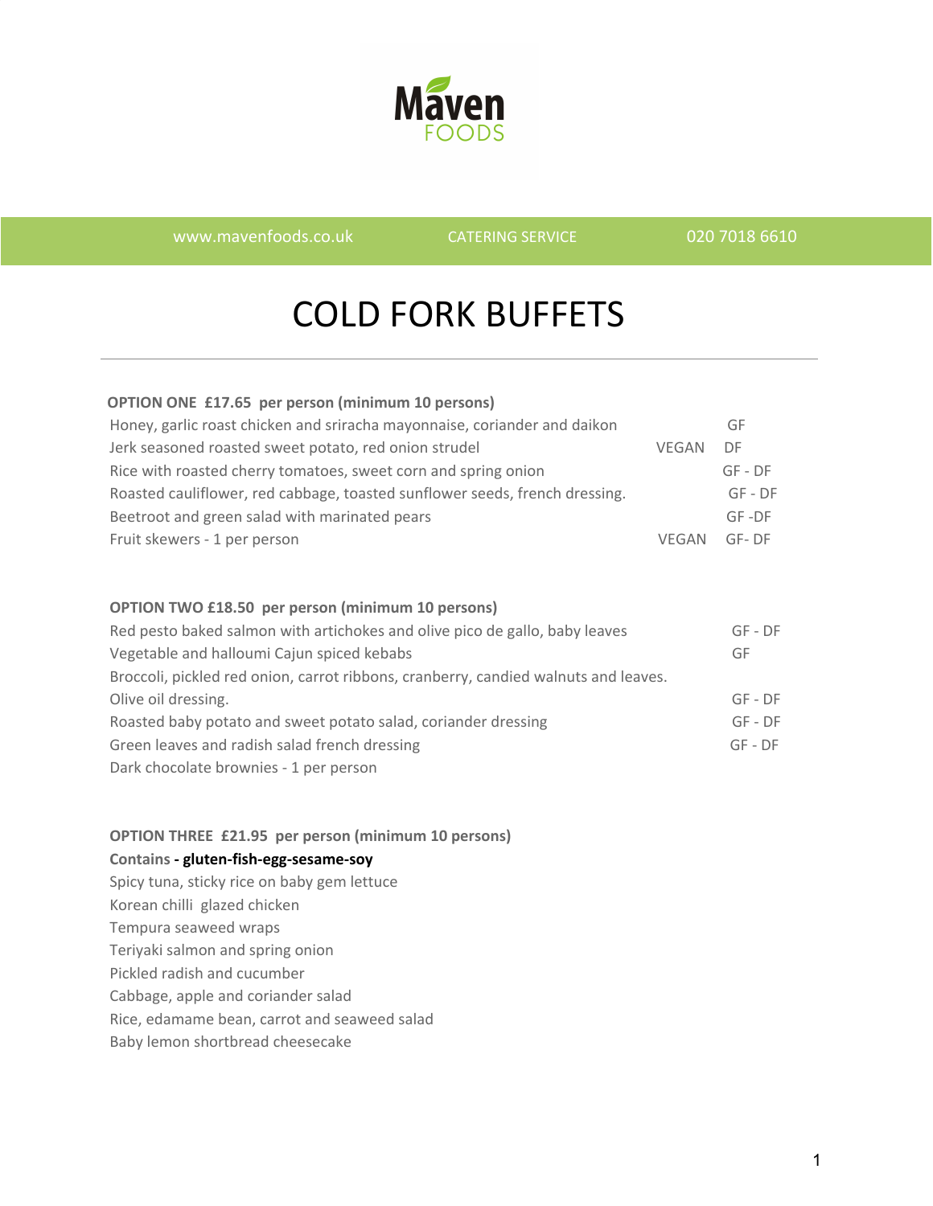Maven FOODS

www.mavenfoods.co.uk | CATERING SERVICE | 020 7018 6610

# COLD FORK BUFFETS

**OPTION ONE £17.65 per person (minimum 10 persons)**

| | | |
|---|---|---|
| Honey, garlic roast chicken and sriracha mayonnaise, coriander and daikon | | GF |
| Jerk seasoned roasted sweet potato, red onion strudel | VEGAN | DF |
| Rice with roasted cherry tomatoes, sweet corn and spring onion | | GF - DF |
| Roasted cauliflower, red cabbage, toasted sunflower seeds, french dressing. | | GF - DF |
| Beetroot and green salad with marinated pears | | GF -DF |
| Fruit skewers - 1 per person | VEGAN | GF- DF |

**OPTION TWO £18.50 per person (minimum 10 persons)**

| | |
|---|---|
| Red pesto baked salmon with artichokes and olive pico de gallo, baby leaves | GF - DF |
| Vegetable and halloumi Cajun spiced kebabs | GF |
| Broccoli, pickled red onion, carrot ribbons, cranberry, candied walnuts and leaves. Olive oil dressing. | GF - DF |
| Roasted baby potato and sweet potato salad, coriander dressing | GF - DF |
| Green leaves and radish salad french dressing | GF - DF |
| Dark chocolate brownies - 1 per person | |

**OPTION THREE £21.95 per person (minimum 10 persons)**

**Contains - gluten-fish-egg-sesame-soy**

Spicy tuna, sticky rice on baby gem lettuce

Korean chilli glazed chicken

Tempura seaweed wraps

Teriyaki salmon and spring onion

Pickled radish and cucumber

Cabbage, apple and coriander salad

Rice, edamame bean, carrot and seaweed salad

Baby lemon shortbread cheesecake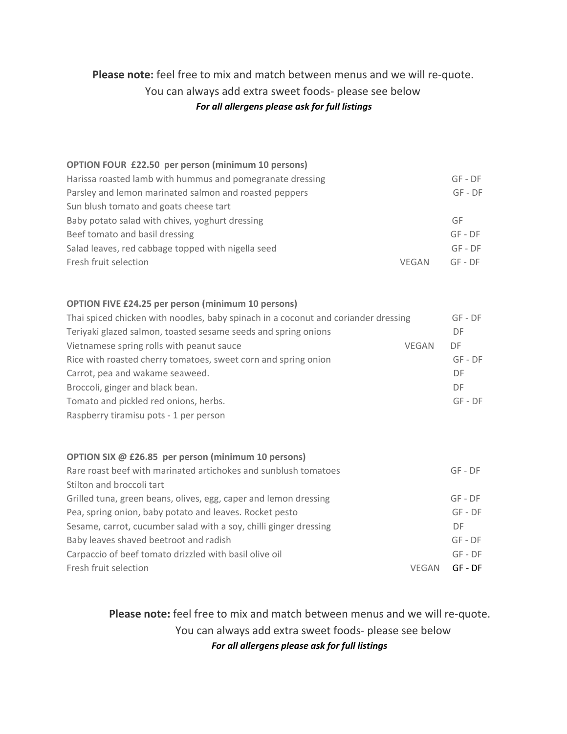**Please note:** feel free to mix and match between menus and we will re-quote.
You can always add extra sweet foods- please see below
***For all allergens please ask for full listings***

**OPTION FOUR £22.50 per person (minimum 10 persons)**

| | | |
|---|---|---|
| Harissa roasted lamb with hummus and pomegranate dressing | | GF - DF |
| Parsley and lemon marinated salmon and roasted peppers | | GF - DF |
| Sun blush tomato and goats cheese tart | | |
| Baby potato salad with chives, yoghurt dressing | | GF |
| Beef tomato and basil dressing | | GF - DF |
| Salad leaves, red cabbage topped with nigella seed | | GF - DF |
| Fresh fruit selection | VEGAN | GF - DF |

**OPTION FIVE £24.25 per person (minimum 10 persons)**

| | | |
|---|---|---|
| Thai spiced chicken with noodles, baby spinach in a coconut and coriander dressing | | GF - DF |
| Teriyaki glazed salmon, toasted sesame seeds and spring onions | | DF |
| Vietnamese spring rolls with peanut sauce | VEGAN | DF |
| Rice with roasted cherry tomatoes, sweet corn and spring onion | | GF - DF |
| Carrot, pea and wakame seaweed. | | DF |
| Broccoli, ginger and black bean. | | DF |
| Tomato and pickled red onions, herbs. | | GF - DF |
| Raspberry tiramisu pots - 1 per person | | |

**OPTION SIX @ £26.85 per person (minimum 10 persons)**

| | | |
|---|---|---|
| Rare roast beef with marinated artichokes and sunblush tomatoes | | GF - DF |
| Stilton and broccoli tart | | |
| Grilled tuna, green beans, olives, egg, caper and lemon dressing | | GF - DF |
| Pea, spring onion, baby potato and leaves. Rocket pesto | | GF - DF |
| Sesame, carrot, cucumber salad with a soy, chilli ginger dressing | | DF |
| Baby leaves shaved beetroot and radish | | GF - DF |
| Carpaccio of beef tomato drizzled with basil olive oil | | GF - DF |
| Fresh fruit selection | VEGAN | GF - DF |

**Please note:** feel free to mix and match between menus and we will re-quote.
You can always add extra sweet foods- please see below
***For all allergens please ask for full listings***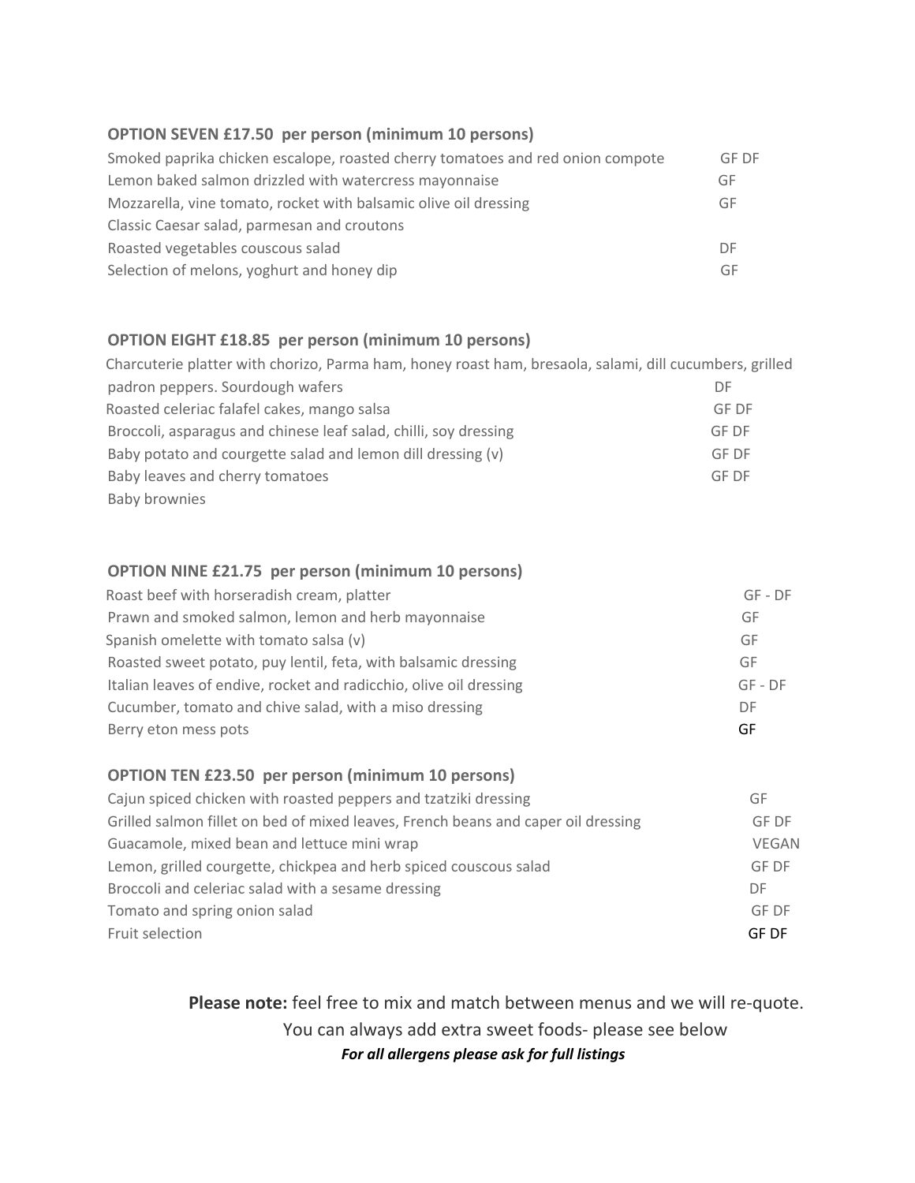**OPTION SEVEN £17.50 per person (minimum 10 persons)**

| | |
|---|---|
| Smoked paprika chicken escalope, roasted cherry tomatoes and red onion compote | GF DF |
| Lemon baked salmon drizzled with watercress mayonnaise | GF |
| Mozzarella, vine tomato, rocket with balsamic olive oil dressing | GF |
| Classic Caesar salad, parmesan and croutons | |
| Roasted vegetables couscous salad | DF |
| Selection of melons, yoghurt and honey dip | GF |

**OPTION EIGHT £18.85 per person (minimum 10 persons)**

| | |
|---|---|
| Charcuterie platter with chorizo, Parma ham, honey roast ham, bresaola, salami, dill cucumbers, grilled padron peppers. Sourdough wafers | DF |
| Roasted celeriac falafel cakes, mango salsa | GF DF |
| Broccoli, asparagus and chinese leaf salad, chilli, soy dressing | GF DF |
| Baby potato and courgette salad and lemon dill dressing (v) | GF DF |
| Baby leaves and cherry tomatoes | GF DF |
| Baby brownies | |

**OPTION NINE £21.75 per person (minimum 10 persons)**

| | |
|---|---|
| Roast beef with horseradish cream, platter | GF - DF |
| Prawn and smoked salmon, lemon and herb mayonnaise | GF |
| Spanish omelette with tomato salsa (v) | GF |
| Roasted sweet potato, puy lentil, feta, with balsamic dressing | GF |
| Italian leaves of endive, rocket and radicchio, olive oil dressing | GF - DF |
| Cucumber, tomato and chive salad, with a miso dressing | DF |
| Berry eton mess pots | GF |

**OPTION TEN £23.50 per person (minimum 10 persons)**

| | |
|---|---|
| Cajun spiced chicken with roasted peppers and tzatziki dressing | GF |
| Grilled salmon fillet on bed of mixed leaves, French beans and caper oil dressing | GF DF |
| Guacamole, mixed bean and lettuce mini wrap | VEGAN |
| Lemon, grilled courgette, chickpea and herb spiced couscous salad | GF DF |
| Broccoli and celeriac salad with a sesame dressing | DF |
| Tomato and spring onion salad | GF DF |
| Fruit selection | GF DF |

**Please note:** feel free to mix and match between menus and we will re-quote.

You can always add extra sweet foods- please see below

***For all allergens please ask for full listings***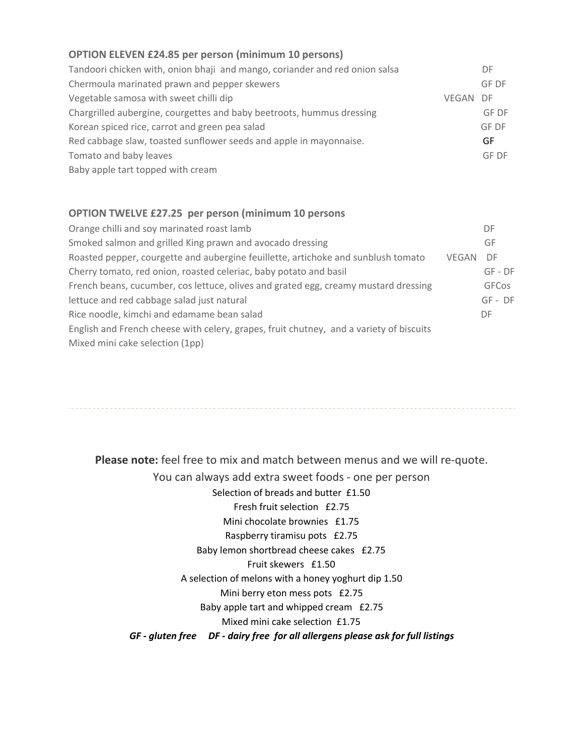### OPTION ELEVEN £24.85 per person (minimum 10 persons)

| | | |
|---|---|---|
| Tandoori chicken with, onion bhaji and mango, coriander and red onion salsa | | DF |
| Chermoula marinated prawn and pepper skewers | | GF DF |
| Vegetable samosa with sweet chilli dip | VEGAN | DF |
| Chargrilled aubergine, courgettes and baby beetroots, hummus dressing | | GF DF |
| Korean spiced rice, carrot and green pea salad | | GF DF |
| Red cabbage slaw, toasted sunflower seeds and apple in mayonnaise. | | GF |
| Tomato and baby leaves | | GF DF |
| Baby apple tart topped with cream | | |

### OPTION TWELVE £27.25 per person (minimum 10 persons

| | | |
|---|---|---|
| Orange chilli and soy marinated roast lamb | | DF |
| Smoked salmon and grilled King prawn and avocado dressing | | GF |
| Roasted pepper, courgette and aubergine feuillette, artichoke and sunblush tomato | VEGAN | DF |
| Cherry tomato, red onion, roasted celeriac, baby potato and basil | | GF - DF |
| French beans, cucumber, cos lettuce, olives and grated egg, creamy mustard dressing | | GFCos |
| lettuce and red cabbage salad just natural | | GF - DF |
| Rice noodle, kimchi and edamame bean salad | | DF |
| English and French cheese with celery, grapes, fruit chutney, and a variety of biscuits | | |
| Mixed mini cake selection (1pp) | | |

---

**Please note:** feel free to mix and match between menus and we will re-quote.

You can always add extra sweet foods - one per person

Selection of breads and butter £1.50

Fresh fruit selection £2.75

Mini chocolate brownies £1.75

Raspberry tiramisu pots £2.75

Baby lemon shortbread cheese cakes £2.75

Fruit skewers £1.50

A selection of melons with a honey yoghurt dip 1.50

Mini berry eton mess pots £2.75

Baby apple tart and whipped cream £2.75

Mixed mini cake selection £1.75

***GF - gluten free DF - dairy free for all allergens please ask for full listings***